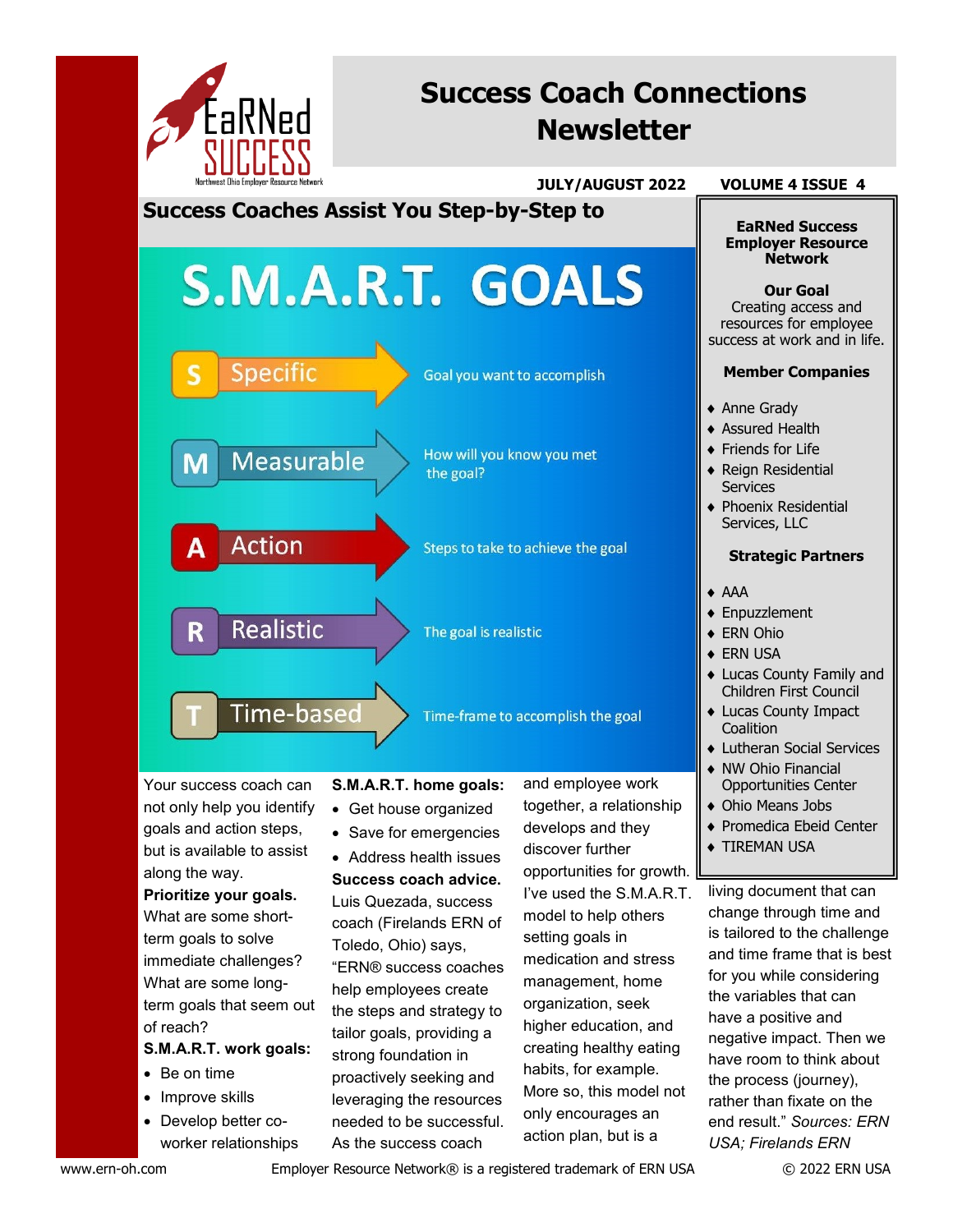# Success Coach Connections Newsletter

**JULY/AUGUST 2022** **VOLUME 4 ISSUE 4**

## Success Coaches Assist You Step-by-Step to

# S.M.A.R.T. GOALS

- **S — Specific:** Goal you want to accomplish
- **M — Measurable:** How will you know you met the goal?
- **A — Action:** Steps to take to achieve the goal
- **R — Realistic:** The goal is realistic
- **T — Time-based:** Time-frame to accomplish the goal

Your success coach can not only help you identify goals and action steps, but is available to assist along the way.

**Prioritize your goals.** What are some short-term goals to solve immediate challenges? What are some long-term goals that seem out of reach?

**S.M.A.R.T. work goals:**

- Be on time
- Improve skills
- Develop better co-worker relationships

**S.M.A.R.T. home goals:**

- Get house organized
- Save for emergencies
- Address health issues

**Success coach advice.** Luis Quezada, success coach (Firelands ERN of Toledo, Ohio) says, "ERN® success coaches help employees create the steps and strategy to tailor goals, providing a strong foundation in proactively seeking and leveraging the resources needed to be successful. As the success coach and employee work together, a relationship develops and they discover further opportunities for growth. I've used the S.M.A.R.T. model to help others setting goals in medication and stress management, home organization, seek higher education, and creating healthy eating habits, for example. More so, this model not only encourages an action plan, but is a living document that can change through time and is tailored to the challenge and time frame that is best for you while considering the variables that can have a positive and negative impact. Then we have room to think about the process (journey), rather than fixate on the end result." *Sources: ERN USA; Firelands ERN*

---

**EaRNed Success Employer Resource Network**

**Our Goal**
Creating access and resources for employee success at work and in life.

**Member Companies**

- Anne Grady
- Assured Health
- Friends for Life
- Reign Residential Services
- Phoenix Residential Services, LLC

**Strategic Partners**

- AAA
- Enpuzzlement
- ERN Ohio
- ERN USA
- Lucas County Family and Children First Council
- Lucas County Impact Coalition
- Lutheran Social Services
- NW Ohio Financial Opportunities Center
- Ohio Means Jobs
- Promedica Ebeid Center
- TIREMAN USA

www.ern-oh.com Employer Resource Network® is a registered trademark of ERN USA © 2022 ERN USA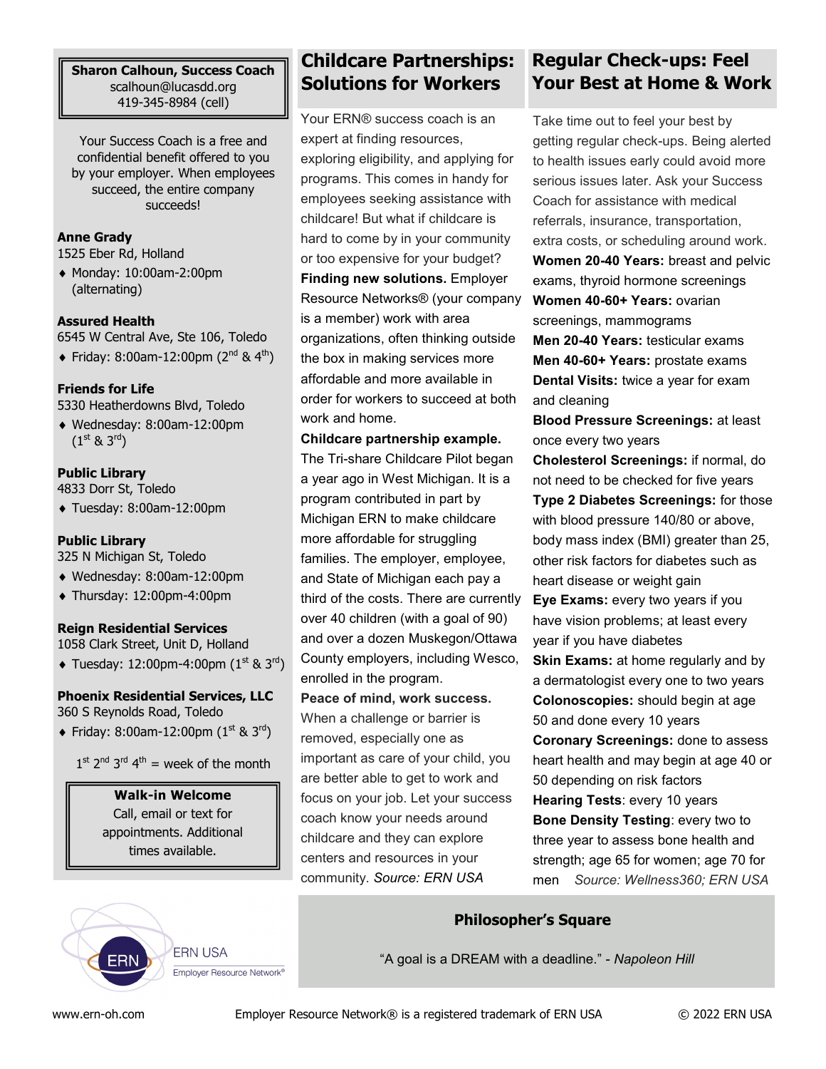**Sharon Calhoun, Success Coach**
scalhoun@lucasdd.org
419-345-8984 (cell)

Your Success Coach is a free and confidential benefit offered to you by your employer. When employees succeed, the entire company succeeds!

**Anne Grady**
1525 Eber Rd, Holland
- Monday: 10:00am-2:00pm (alternating)

**Assured Health**
6545 W Central Ave, Ste 106, Toledo
- Friday: 8:00am-12:00pm (2nd & 4th)

**Friends for Life**
5330 Heatherdowns Blvd, Toledo
- Wednesday: 8:00am-12:00pm (1st & 3rd)

**Public Library**
4833 Dorr St, Toledo
- Tuesday: 8:00am-12:00pm

**Public Library**
325 N Michigan St, Toledo
- Wednesday: 8:00am-12:00pm
- Thursday: 12:00pm-4:00pm

**Reign Residential Services**
1058 Clark Street, Unit D, Holland
- Tuesday: 12:00pm-4:00pm (1st & 3rd)

**Phoenix Residential Services, LLC**
360 S Reynolds Road, Toledo
- Friday: 8:00am-12:00pm (1st & 3rd)

1st 2nd 3rd 4th = week of the month

**Walk-in Welcome**
Call, email or text for appointments. Additional times available.

## Childcare Partnerships: Solutions for Workers

Your ERN® success coach is an expert at finding resources, exploring eligibility, and applying for programs. This comes in handy for employees seeking assistance with childcare! But what if childcare is hard to come by in your community or too expensive for your budget?

**Finding new solutions.** Employer Resource Networks® (your company is a member) work with area organizations, often thinking outside the box in making services more affordable and more available in order for workers to succeed at both work and home.

**Childcare partnership example.** The Tri-share Childcare Pilot began a year ago in West Michigan. It is a program contributed in part by Michigan ERN to make childcare more affordable for struggling families. The employer, employee, and State of Michigan each pay a third of the costs. There are currently over 40 children (with a goal of 90) and over a dozen Muskegon/Ottawa County employers, including Wesco, enrolled in the program.

**Peace of mind, work success.** When a challenge or barrier is removed, especially one as important as care of your child, you are better able to get to work and focus on your job. Let your success coach know your needs around childcare and they can explore centers and resources in your community. *Source: ERN USA*

## Regular Check-ups: Feel Your Best at Home & Work

Take time out to feel your best by getting regular check-ups. Being alerted to health issues early could avoid more serious issues later. Ask your Success Coach for assistance with medical referrals, insurance, transportation, extra costs, or scheduling around work.

**Women 20-40 Years:** breast and pelvic exams, thyroid hormone screenings
**Women 40-60+ Years:** ovarian screenings, mammograms
**Men 20-40 Years:** testicular exams
**Men 40-60+ Years:** prostate exams
**Dental Visits:** twice a year for exam and cleaning
**Blood Pressure Screenings:** at least once every two years
**Cholesterol Screenings:** if normal, do not need to be checked for five years
**Type 2 Diabetes Screenings:** for those with blood pressure 140/80 or above, body mass index (BMI) greater than 25, other risk factors for diabetes such as heart disease or weight gain
**Eye Exams:** every two years if you have vision problems; at least every year if you have diabetes
**Skin Exams:** at home regularly and by a dermatologist every one to two years
**Colonoscopies:** should begin at age 50 and done every 10 years
**Coronary Screenings:** done to assess heart health and may begin at age 40 or 50 depending on risk factors
**Hearing Tests**: every 10 years
**Bone Density Testing**: every two to three year to assess bone health and strength; age 65 for women; age 70 for men *Source: Wellness360; ERN USA*

ERN USA
Employer Resource Network®

### Philosopher's Square

"A goal is a DREAM with a deadline." - *Napoleon Hill*

www.ern-oh.com Employer Resource Network® is a registered trademark of ERN USA © 2022 ERN USA